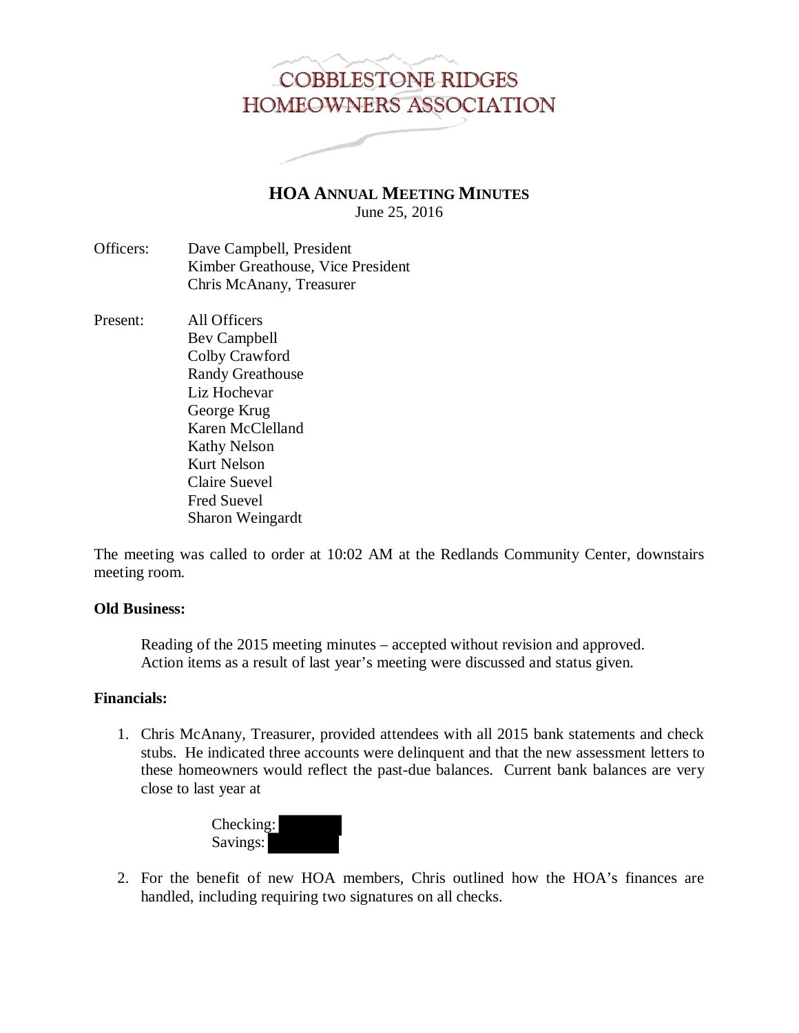COBBLESTONE RIDGES
HOMEOWNERS ASSOCIATION

# HOA ANNUAL MEETING MINUTES

June 25, 2016

Officers: Dave Campbell, President
Kimber Greathouse, Vice President
Chris McAnany, Treasurer

Present: All Officers
Bev Campbell
Colby Crawford
Randy Greathouse
Liz Hochevar
George Krug
Karen McClelland
Kathy Nelson
Kurt Nelson
Claire Suevel
Fred Suevel
Sharon Weingardt

The meeting was called to order at 10:02 AM at the Redlands Community Center, downstairs meeting room.

**Old Business:**

Reading of the 2015 meeting minutes – accepted without revision and approved.
Action items as a result of last year's meeting were discussed and status given.

**Financials:**

1. Chris McAnany, Treasurer, provided attendees with all 2015 bank statements and check stubs. He indicated three accounts were delinquent and that the new assessment letters to these homeowners would reflect the past-due balances. Current bank balances are very close to last year at

   Checking:
   Savings:

2. For the benefit of new HOA members, Chris outlined how the HOA's finances are handled, including requiring two signatures on all checks.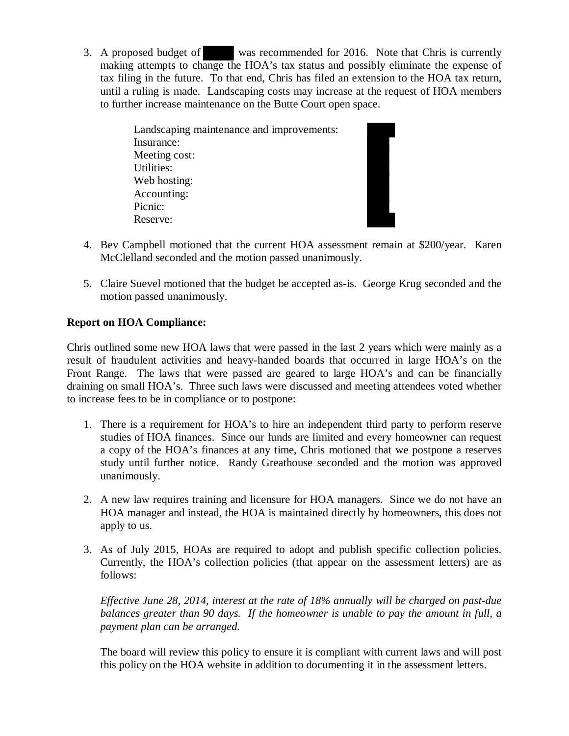3. A proposed budget of [REDACTED] was recommended for 2016. Note that Chris is currently making attempts to change the HOA's tax status and possibly eliminate the expense of tax filing in the future. To that end, Chris has filed an extension to the HOA tax return, until a ruling is made. Landscaping costs may increase at the request of HOA members to further increase maintenance on the Butte Court open space.

   Landscaping maintenance and improvements:
   Insurance:
   Meeting cost:
   Utilities:
   Web hosting:
   Accounting:
   Picnic:
   Reserve:

4. Bev Campbell motioned that the current HOA assessment remain at $200/year. Karen McClelland seconded and the motion passed unanimously.

5. Claire Suevel motioned that the budget be accepted as-is. George Krug seconded and the motion passed unanimously.

**Report on HOA Compliance:**

Chris outlined some new HOA laws that were passed in the last 2 years which were mainly as a result of fraudulent activities and heavy-handed boards that occurred in large HOA's on the Front Range. The laws that were passed are geared to large HOA's and can be financially draining on small HOA's. Three such laws were discussed and meeting attendees voted whether to increase fees to be in compliance or to postpone:

1. There is a requirement for HOA's to hire an independent third party to perform reserve studies of HOA finances. Since our funds are limited and every homeowner can request a copy of the HOA's finances at any time, Chris motioned that we postpone a reserves study until further notice. Randy Greathouse seconded and the motion was approved unanimously.

2. A new law requires training and licensure for HOA managers. Since we do not have an HOA manager and instead, the HOA is maintained directly by homeowners, this does not apply to us.

3. As of July 2015, HOAs are required to adopt and publish specific collection policies. Currently, the HOA's collection policies (that appear on the assessment letters) are as follows:

   *Effective June 28, 2014, interest at the rate of 18% annually will be charged on past-due balances greater than 90 days. If the homeowner is unable to pay the amount in full, a payment plan can be arranged.*

   The board will review this policy to ensure it is compliant with current laws and will post this policy on the HOA website in addition to documenting it in the assessment letters.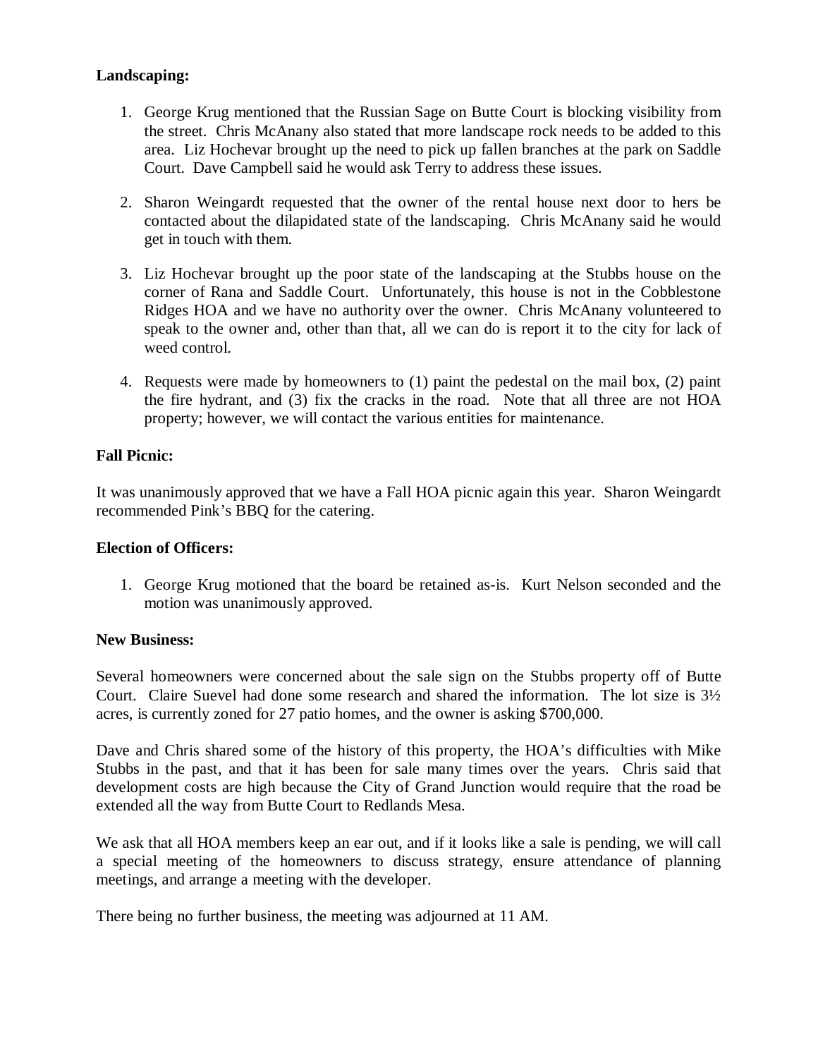**Landscaping:**

1. George Krug mentioned that the Russian Sage on Butte Court is blocking visibility from the street. Chris McAnany also stated that more landscape rock needs to be added to this area. Liz Hochevar brought up the need to pick up fallen branches at the park on Saddle Court. Dave Campbell said he would ask Terry to address these issues.

2. Sharon Weingardt requested that the owner of the rental house next door to hers be contacted about the dilapidated state of the landscaping. Chris McAnany said he would get in touch with them.

3. Liz Hochevar brought up the poor state of the landscaping at the Stubbs house on the corner of Rana and Saddle Court. Unfortunately, this house is not in the Cobblestone Ridges HOA and we have no authority over the owner. Chris McAnany volunteered to speak to the owner and, other than that, all we can do is report it to the city for lack of weed control.

4. Requests were made by homeowners to (1) paint the pedestal on the mail box, (2) paint the fire hydrant, and (3) fix the cracks in the road. Note that all three are not HOA property; however, we will contact the various entities for maintenance.

**Fall Picnic:**

It was unanimously approved that we have a Fall HOA picnic again this year. Sharon Weingardt recommended Pink's BBQ for the catering.

**Election of Officers:**

1. George Krug motioned that the board be retained as-is. Kurt Nelson seconded and the motion was unanimously approved.

**New Business:**

Several homeowners were concerned about the sale sign on the Stubbs property off of Butte Court. Claire Suevel had done some research and shared the information. The lot size is 3½ acres, is currently zoned for 27 patio homes, and the owner is asking $700,000.

Dave and Chris shared some of the history of this property, the HOA's difficulties with Mike Stubbs in the past, and that it has been for sale many times over the years. Chris said that development costs are high because the City of Grand Junction would require that the road be extended all the way from Butte Court to Redlands Mesa.

We ask that all HOA members keep an ear out, and if it looks like a sale is pending, we will call a special meeting of the homeowners to discuss strategy, ensure attendance of planning meetings, and arrange a meeting with the developer.

There being no further business, the meeting was adjourned at 11 AM.